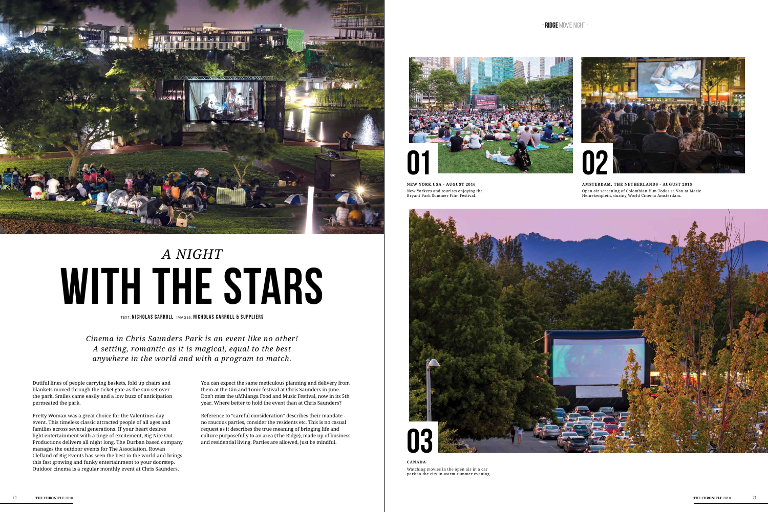# *A NIGHT* WITH THE STARS

TEXT: **NICHOLAS CARROLL** IMAGES: **NICHOLAS CARROLL & SUPPLIERS**

*Cinema in Chris Saunders Park is an event like no other! A setting, romantic as it is magical, equal to the best anywhere in the world and with a program to match.*

Dutiful lines of people carrying baskets, fold up chairs and blankets moved through the ticket gate as the sun set over the park. Smiles came easily and a low buzz of anticipation permeated the park.

Pretty Woman was a great choice for the Valentines day event. This timeless classic attracted people of all ages and families across several generations. If your heart desires light entertainment with a tinge of excitement, Big Nite Out Productions delivers all night long. The Durban based company manages the outdoor events for The Association. Rowan Clelland of Big Events has seen the best in the world and brings this fast growing and funky entertainment to your doorstep. Outdoor cinema is a regular monthly event at Chris Saunders.

You can expect the same meticulous planning and delivery from them at the Gin and Tonic festival at Chris Saunders in June. Don't miss the uMhlanga Food and Music Festival, now in its 5th year. Where better to hold the event than at Chris Saunders?

Reference to "careful consideration" describes their mandate - no raucous parties, consider the residents etc. This is no casual request as it describes the true meaning of bringing life and culture purposefully to an area (The Ridge), made up of business and residential living. Parties are allowed, just be mindful.

01

**NEW YORK,USA - AUGUST 2016**
New Yorkers and tourists enjoying the Bryant Park Summer Film Festival.

02

**AMSTERDAM, THE NETHERLANDS - AUGUST 2015**
Open air screening of Colombian film Todos se Van at Marie Heinekenplein, during World Cinema Amsterdam.

03

**CANADA**
Watching movies in the open air in a car park in the city in warm summer evening.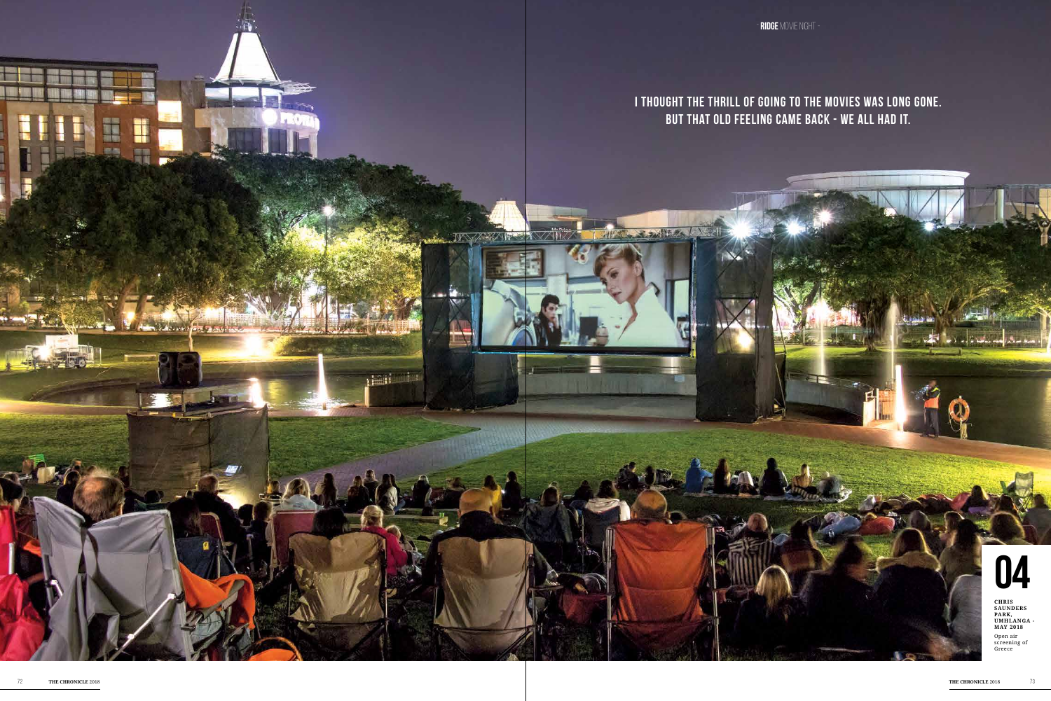I THOUGHT THE THRILL OF GOING TO THE MOVIES WAS LONG GONE. BUT THAT OLD FEELING CAME BACK - WE ALL HAD IT.

**04**

**CHRIS SAUNDERS PARK, UMHLANGA - MAY 2018**

Open air screening of Greece